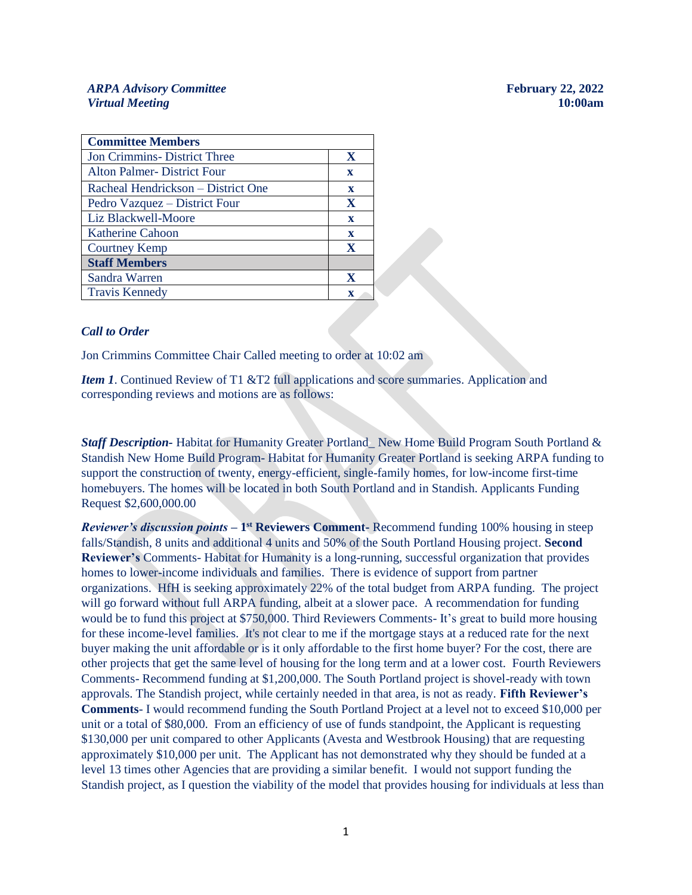***ARPA Advisory Committee***
***Virtual Meeting***

**February 22, 2022**
**10:00am**

| **Committee Members** | |
|---|---|
| Jon Crimmins- District Three | **X** |
| Alton Palmer- District Four | **x** |
| Racheal Hendrickson – District One | **x** |
| Pedro Vazquez – District Four | **X** |
| Liz Blackwell-Moore | **x** |
| Katherine Cahoon | **x** |
| Courtney Kemp | **X** |
| **Staff Members** | |
| Sandra Warren | **X** |
| Travis Kennedy | **x** |

***Call to Order***

Jon Crimmins Committee Chair Called meeting to order at 10:02 am

***Item 1***. Continued Review of T1 &T2 full applications and score summaries. Application and corresponding reviews and motions are as follows:

***Staff Description-*** Habitat for Humanity Greater Portland_ New Home Build Program South Portland & Standish New Home Build Program- Habitat for Humanity Greater Portland is seeking ARPA funding to support the construction of twenty, energy-efficient, single-family homes, for low-income first-time homebuyers. The homes will be located in both South Portland and in Standish. Applicants Funding Request $2,600,000.00

***Reviewer's discussion points*** **– 1st Reviewers Comment-** Recommend funding 100% housing in steep falls/Standish, 8 units and additional 4 units and 50% of the South Portland Housing project. **Second Reviewer's** Comments- Habitat for Humanity is a long-running, successful organization that provides homes to lower-income individuals and families. There is evidence of support from partner organizations. HfH is seeking approximately 22% of the total budget from ARPA funding. The project will go forward without full ARPA funding, albeit at a slower pace. A recommendation for funding would be to fund this project at $750,000. Third Reviewers Comments- It's great to build more housing for these income-level families. It's not clear to me if the mortgage stays at a reduced rate for the next buyer making the unit affordable or is it only affordable to the first home buyer? For the cost, there are other projects that get the same level of housing for the long term and at a lower cost. Fourth Reviewers Comments- Recommend funding at $1,200,000. The South Portland project is shovel-ready with town approvals. The Standish project, while certainly needed in that area, is not as ready. **Fifth Reviewer's Comments**- I would recommend funding the South Portland Project at a level not to exceed $10,000 per unit or a total of $80,000. From an efficiency of use of funds standpoint, the Applicant is requesting $130,000 per unit compared to other Applicants (Avesta and Westbrook Housing) that are requesting approximately $10,000 per unit. The Applicant has not demonstrated why they should be funded at a level 13 times other Agencies that are providing a similar benefit. I would not support funding the Standish project, as I question the viability of the model that provides housing for individuals at less than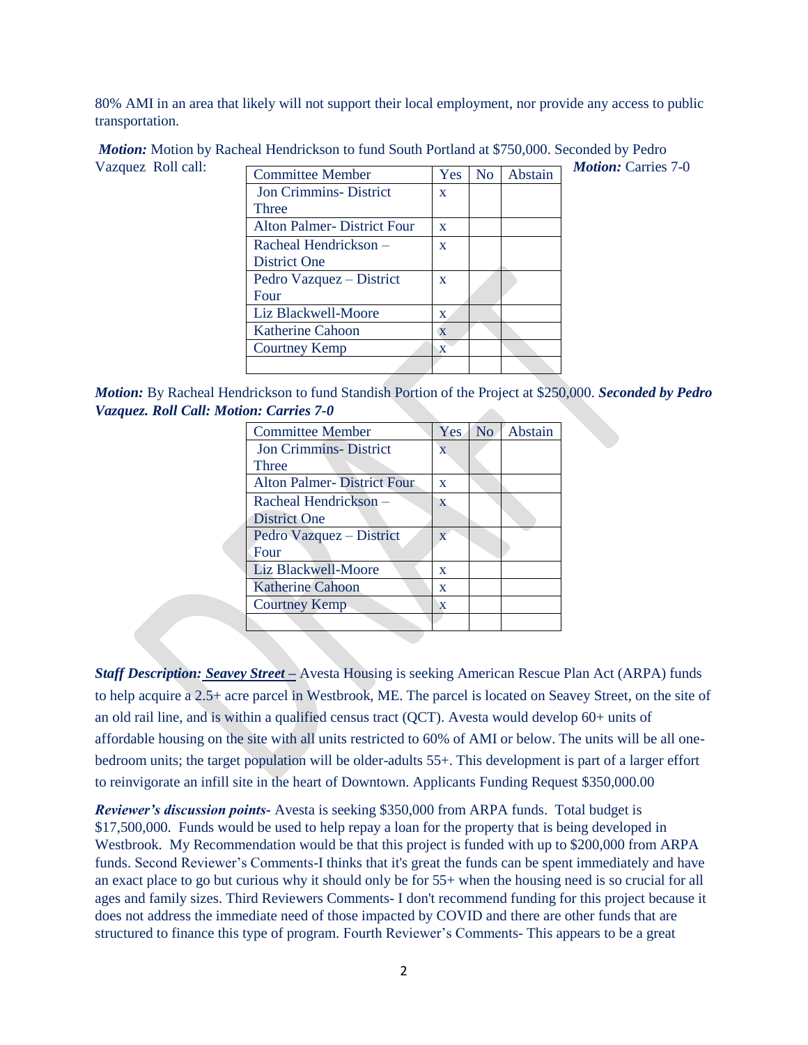80% AMI in an area that likely will not support their local employment, nor provide any access to public transportation.

***Motion:*** Motion by Racheal Hendrickson to fund South Portland at $750,000. Seconded by Pedro Vazquez Roll call:

| Committee Member | Yes | No | Abstain |
|---|---|---|---|
| Jon Crimmins- District Three | x | | |
| Alton Palmer- District Four | x | | |
| Racheal Hendrickson – District One | x | | |
| Pedro Vazquez – District Four | x | | |
| Liz Blackwell-Moore | x | | |
| Katherine Cahoon | x | | |
| Courtney Kemp | x | | |
| | | | |

***Motion:*** Carries 7-0

***Motion:*** By Racheal Hendrickson to fund Standish Portion of the Project at $250,000. ***Seconded by Pedro Vazquez. Roll Call: Motion: Carries 7-0***

| Committee Member | Yes | No | Abstain |
|---|---|---|---|
| Jon Crimmins- District Three | x | | |
| Alton Palmer- District Four | x | | |
| Racheal Hendrickson – District One | x | | |
| Pedro Vazquez – District Four | x | | |
| Liz Blackwell-Moore | x | | |
| Katherine Cahoon | x | | |
| Courtney Kemp | x | | |
| | | | |

***Staff Description: Seavey Street –*** Avesta Housing is seeking American Rescue Plan Act (ARPA) funds to help acquire a 2.5+ acre parcel in Westbrook, ME. The parcel is located on Seavey Street, on the site of an old rail line, and is within a qualified census tract (QCT). Avesta would develop 60+ units of affordable housing on the site with all units restricted to 60% of AMI or below. The units will be all one-bedroom units; the target population will be older-adults 55+. This development is part of a larger effort to reinvigorate an infill site in the heart of Downtown. Applicants Funding Request $350,000.00

***Reviewer's discussion points-*** Avesta is seeking $350,000 from ARPA funds. Total budget is $17,500,000. Funds would be used to help repay a loan for the property that is being developed in Westbrook. My Recommendation would be that this project is funded with up to $200,000 from ARPA funds. Second Reviewer's Comments-I thinks that it's great the funds can be spent immediately and have an exact place to go but curious why it should only be for 55+ when the housing need is so crucial for all ages and family sizes. Third Reviewers Comments- I don't recommend funding for this project because it does not address the immediate need of those impacted by COVID and there are other funds that are structured to finance this type of program. Fourth Reviewer's Comments- This appears to be a great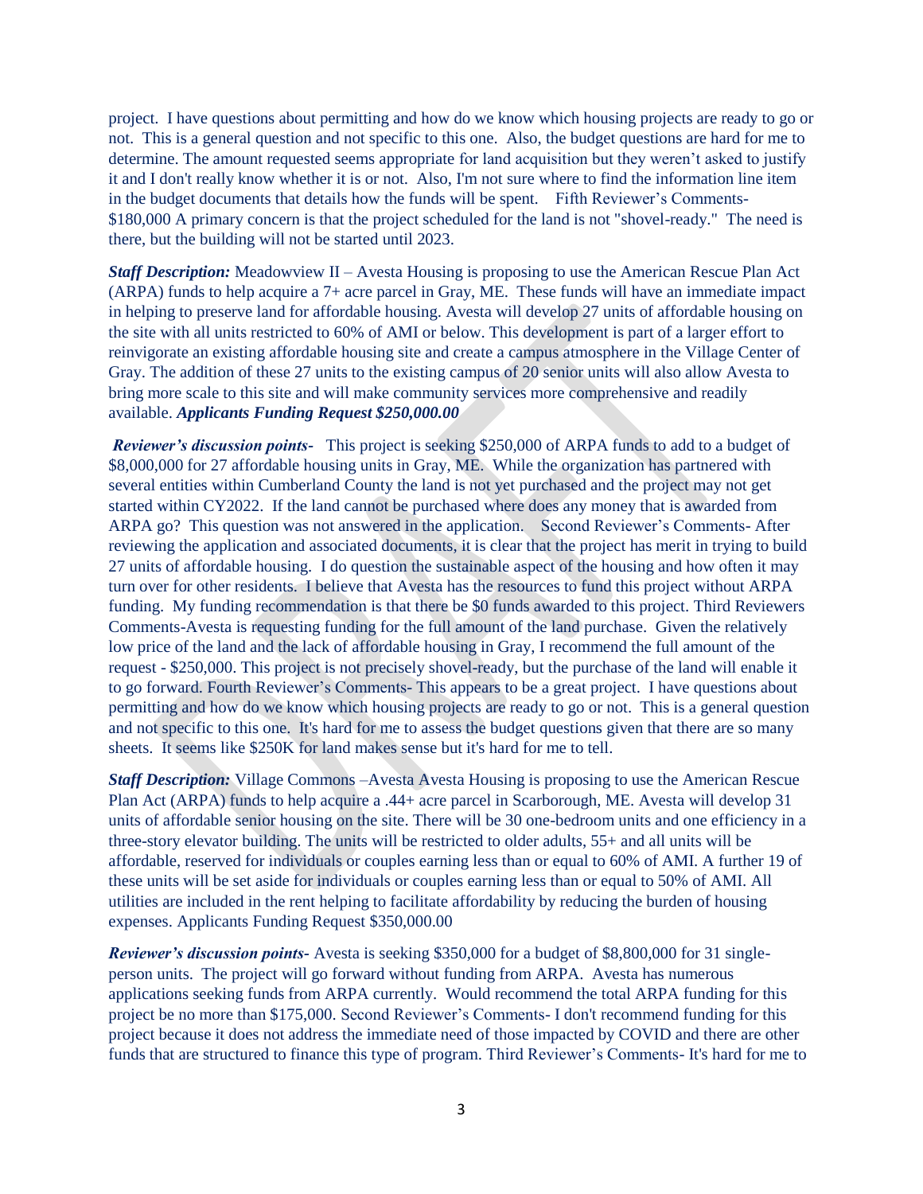project. I have questions about permitting and how do we know which housing projects are ready to go or not. This is a general question and not specific to this one. Also, the budget questions are hard for me to determine. The amount requested seems appropriate for land acquisition but they weren't asked to justify it and I don't really know whether it is or not. Also, I'm not sure where to find the information line item in the budget documents that details how the funds will be spent. Fifth Reviewer's Comments- $180,000 A primary concern is that the project scheduled for the land is not "shovel-ready." The need is there, but the building will not be started until 2023.

***Staff Description:*** Meadowview II – Avesta Housing is proposing to use the American Rescue Plan Act (ARPA) funds to help acquire a 7+ acre parcel in Gray, ME. These funds will have an immediate impact in helping to preserve land for affordable housing. Avesta will develop 27 units of affordable housing on the site with all units restricted to 60% of AMI or below. This development is part of a larger effort to reinvigorate an existing affordable housing site and create a campus atmosphere in the Village Center of Gray. The addition of these 27 units to the existing campus of 20 senior units will also allow Avesta to bring more scale to this site and will make community services more comprehensive and readily available. ***Applicants Funding Request $250,000.00***

***Reviewer's discussion points-*** This project is seeking $250,000 of ARPA funds to add to a budget of $8,000,000 for 27 affordable housing units in Gray, ME. While the organization has partnered with several entities within Cumberland County the land is not yet purchased and the project may not get started within CY2022. If the land cannot be purchased where does any money that is awarded from ARPA go? This question was not answered in the application. Second Reviewer's Comments- After reviewing the application and associated documents, it is clear that the project has merit in trying to build 27 units of affordable housing. I do question the sustainable aspect of the housing and how often it may turn over for other residents. I believe that Avesta has the resources to fund this project without ARPA funding. My funding recommendation is that there be $0 funds awarded to this project. Third Reviewers Comments-Avesta is requesting funding for the full amount of the land purchase. Given the relatively low price of the land and the lack of affordable housing in Gray, I recommend the full amount of the request - $250,000. This project is not precisely shovel-ready, but the purchase of the land will enable it to go forward. Fourth Reviewer's Comments- This appears to be a great project. I have questions about permitting and how do we know which housing projects are ready to go or not. This is a general question and not specific to this one. It's hard for me to assess the budget questions given that there are so many sheets. It seems like $250K for land makes sense but it's hard for me to tell.

***Staff Description:*** Village Commons –Avesta Avesta Housing is proposing to use the American Rescue Plan Act (ARPA) funds to help acquire a .44+ acre parcel in Scarborough, ME. Avesta will develop 31 units of affordable senior housing on the site. There will be 30 one-bedroom units and one efficiency in a three-story elevator building. The units will be restricted to older adults, 55+ and all units will be affordable, reserved for individuals or couples earning less than or equal to 60% of AMI. A further 19 of these units will be set aside for individuals or couples earning less than or equal to 50% of AMI. All utilities are included in the rent helping to facilitate affordability by reducing the burden of housing expenses. Applicants Funding Request $350,000.00

***Reviewer's discussion points-*** Avesta is seeking $350,000 for a budget of $8,800,000 for 31 single-person units. The project will go forward without funding from ARPA. Avesta has numerous applications seeking funds from ARPA currently. Would recommend the total ARPA funding for this project be no more than $175,000. Second Reviewer's Comments- I don't recommend funding for this project because it does not address the immediate need of those impacted by COVID and there are other funds that are structured to finance this type of program. Third Reviewer's Comments- It's hard for me to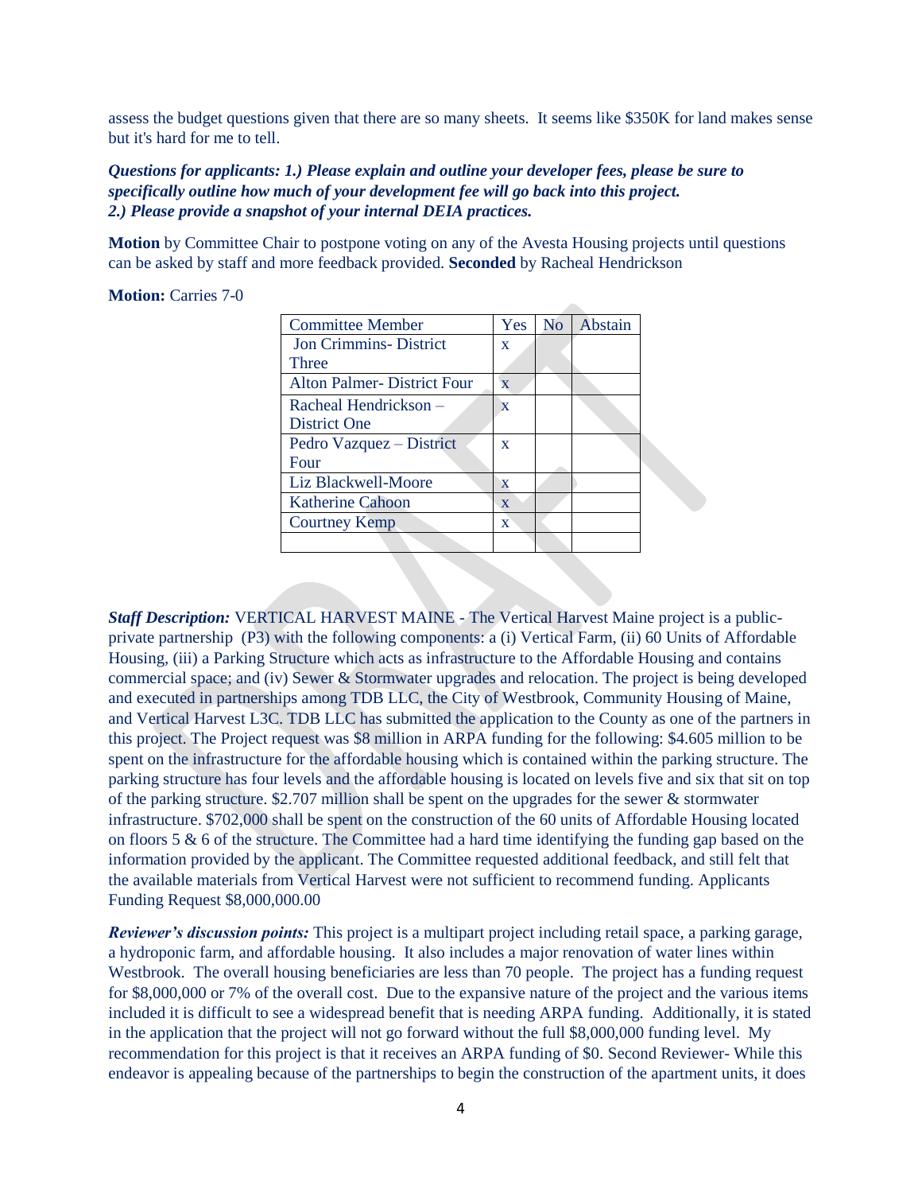assess the budget questions given that there are so many sheets. It seems like $350K for land makes sense but it's hard for me to tell.

***Questions for applicants: 1.) Please explain and outline your developer fees, please be sure to specifically outline how much of your development fee will go back into this project.***
***2.) Please provide a snapshot of your internal DEIA practices.***

**Motion** by Committee Chair to postpone voting on any of the Avesta Housing projects until questions can be asked by staff and more feedback provided. **Seconded** by Racheal Hendrickson

**Motion:** Carries 7-0

| Committee Member | Yes | No | Abstain |
|---|---|---|---|
| Jon Crimmins- District Three | x | | |
| Alton Palmer- District Four | x | | |
| Racheal Hendrickson – District One | x | | |
| Pedro Vazquez – District Four | x | | |
| Liz Blackwell-Moore | x | | |
| Katherine Cahoon | x | | |
| Courtney Kemp | x | | |
| | | | |

***Staff Description:*** VERTICAL HARVEST MAINE - The Vertical Harvest Maine project is a public-private partnership (P3) with the following components: a (i) Vertical Farm, (ii) 60 Units of Affordable Housing, (iii) a Parking Structure which acts as infrastructure to the Affordable Housing and contains commercial space; and (iv) Sewer & Stormwater upgrades and relocation. The project is being developed and executed in partnerships among TDB LLC, the City of Westbrook, Community Housing of Maine, and Vertical Harvest L3C. TDB LLC has submitted the application to the County as one of the partners in this project. The Project request was $8 million in ARPA funding for the following: $4.605 million to be spent on the infrastructure for the affordable housing which is contained within the parking structure. The parking structure has four levels and the affordable housing is located on levels five and six that sit on top of the parking structure. $2.707 million shall be spent on the upgrades for the sewer & stormwater infrastructure. $702,000 shall be spent on the construction of the 60 units of Affordable Housing located on floors 5 & 6 of the structure. The Committee had a hard time identifying the funding gap based on the information provided by the applicant. The Committee requested additional feedback, and still felt that the available materials from Vertical Harvest were not sufficient to recommend funding. Applicants Funding Request $8,000,000.00

***Reviewer's discussion points:*** This project is a multipart project including retail space, a parking garage, a hydroponic farm, and affordable housing. It also includes a major renovation of water lines within Westbrook. The overall housing beneficiaries are less than 70 people. The project has a funding request for $8,000,000 or 7% of the overall cost. Due to the expansive nature of the project and the various items included it is difficult to see a widespread benefit that is needing ARPA funding. Additionally, it is stated in the application that the project will not go forward without the full $8,000,000 funding level. My recommendation for this project is that it receives an ARPA funding of $0. Second Reviewer- While this endeavor is appealing because of the partnerships to begin the construction of the apartment units, it does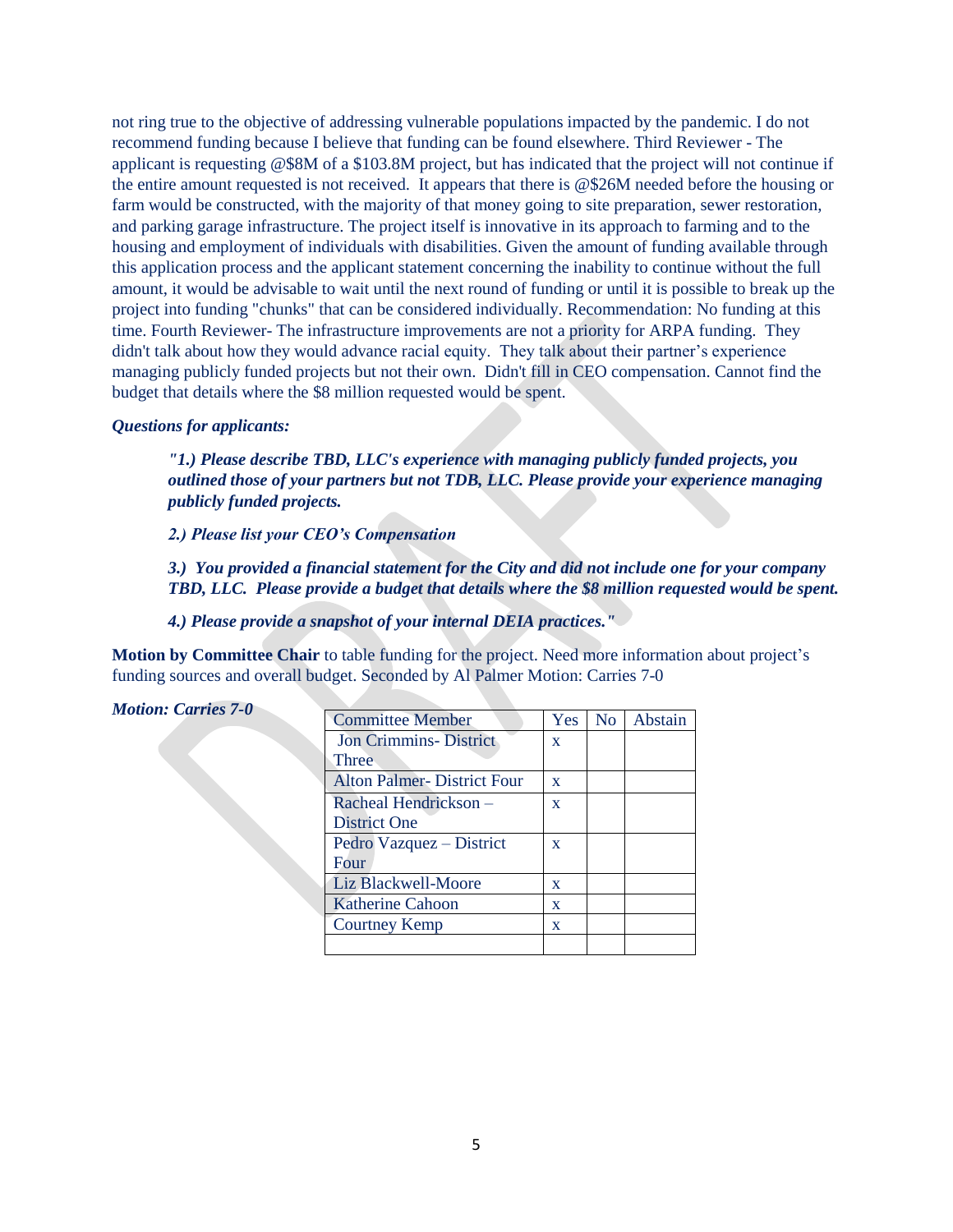not ring true to the objective of addressing vulnerable populations impacted by the pandemic. I do not recommend funding because I believe that funding can be found elsewhere. Third Reviewer - The applicant is requesting @$8M of a $103.8M project, but has indicated that the project will not continue if the entire amount requested is not received. It appears that there is @$26M needed before the housing or farm would be constructed, with the majority of that money going to site preparation, sewer restoration, and parking garage infrastructure. The project itself is innovative in its approach to farming and to the housing and employment of individuals with disabilities. Given the amount of funding available through this application process and the applicant statement concerning the inability to continue without the full amount, it would be advisable to wait until the next round of funding or until it is possible to break up the project into funding "chunks" that can be considered individually. Recommendation: No funding at this time. Fourth Reviewer- The infrastructure improvements are not a priority for ARPA funding. They didn't talk about how they would advance racial equity. They talk about their partner's experience managing publicly funded projects but not their own. Didn't fill in CEO compensation. Cannot find the budget that details where the $8 million requested would be spent.

***Questions for applicants:***

> ***"1.) Please describe TBD, LLC's experience with managing publicly funded projects, you outlined those of your partners but not TDB, LLC. Please provide your experience managing publicly funded projects.***
>
> ***2.) Please list your CEO's Compensation***
>
> ***3.) You provided a financial statement for the City and did not include one for your company TBD, LLC. Please provide a budget that details where the $8 million requested would be spent.***
>
> ***4.) Please provide a snapshot of your internal DEIA practices."***

**Motion by Committee Chair** to table funding for the project. Need more information about project's funding sources and overall budget. Seconded by Al Palmer Motion: Carries 7-0

***Motion: Carries 7-0***

| Committee Member | Yes | No | Abstain |
|---|---|---|---|
| Jon Crimmins- District Three | x | | |
| Alton Palmer- District Four | x | | |
| Racheal Hendrickson – District One | x | | |
| Pedro Vazquez – District Four | x | | |
| Liz Blackwell-Moore | x | | |
| Katherine Cahoon | x | | |
| Courtney Kemp | x | | |
| | | | |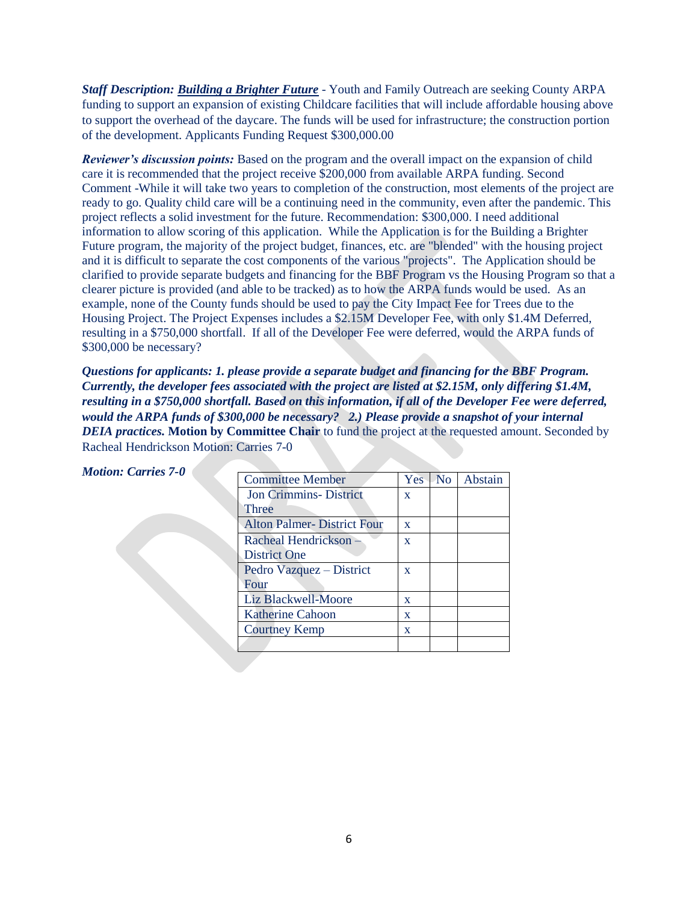***Staff Description: Building a Brighter Future*** - Youth and Family Outreach are seeking County ARPA funding to support an expansion of existing Childcare facilities that will include affordable housing above to support the overhead of the daycare. The funds will be used for infrastructure; the construction portion of the development. Applicants Funding Request $300,000.00

***Reviewer's discussion points:*** Based on the program and the overall impact on the expansion of child care it is recommended that the project receive $200,000 from available ARPA funding. Second Comment -While it will take two years to completion of the construction, most elements of the project are ready to go. Quality child care will be a continuing need in the community, even after the pandemic. This project reflects a solid investment for the future. Recommendation: $300,000. I need additional information to allow scoring of this application. While the Application is for the Building a Brighter Future program, the majority of the project budget, finances, etc. are "blended" with the housing project and it is difficult to separate the cost components of the various "projects". The Application should be clarified to provide separate budgets and financing for the BBF Program vs the Housing Program so that a clearer picture is provided (and able to be tracked) as to how the ARPA funds would be used. As an example, none of the County funds should be used to pay the City Impact Fee for Trees due to the Housing Project. The Project Expenses includes a $2.15M Developer Fee, with only $1.4M Deferred, resulting in a $750,000 shortfall. If all of the Developer Fee were deferred, would the ARPA funds of $300,000 be necessary?

***Questions for applicants: 1. please provide a separate budget and financing for the BBF Program. Currently, the developer fees associated with the project are listed at $2.15M, only differing $1.4M, resulting in a $750,000 shortfall. Based on this information, if all of the Developer Fee were deferred, would the ARPA funds of $300,000 be necessary? 2.) Please provide a snapshot of your internal DEIA practices.*** **Motion by Committee Chair** to fund the project at the requested amount. Seconded by Racheal Hendrickson Motion: Carries 7-0

***Motion: Carries 7-0***

| Committee Member | Yes | No | Abstain |
|---|---|---|---|
| Jon Crimmins- District Three | x | | |
| Alton Palmer- District Four | x | | |
| Racheal Hendrickson – District One | x | | |
| Pedro Vazquez – District Four | x | | |
| Liz Blackwell-Moore | x | | |
| Katherine Cahoon | x | | |
| Courtney Kemp | x | | |
| | | | |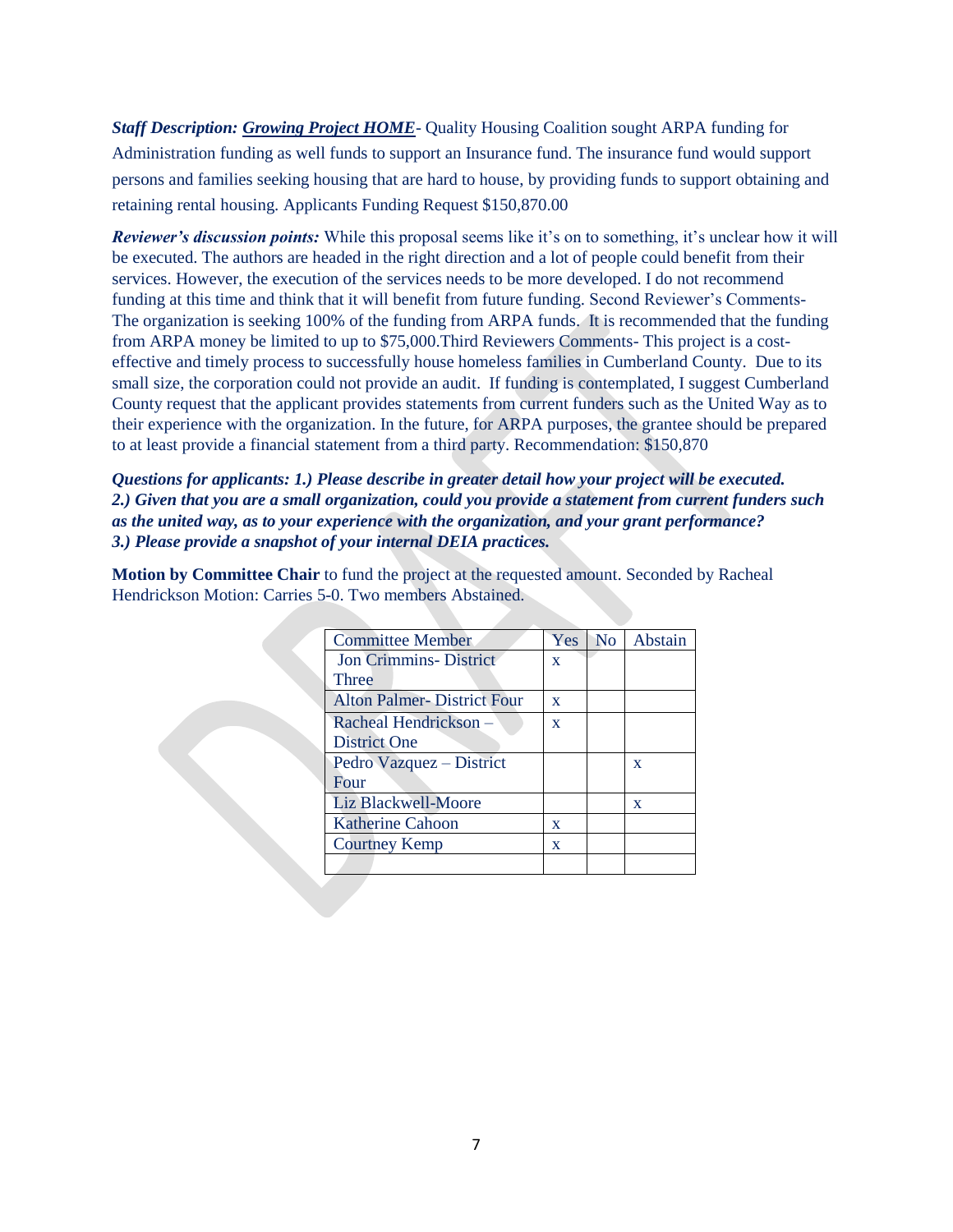***Staff Description: Growing Project HOME***- Quality Housing Coalition sought ARPA funding for Administration funding as well funds to support an Insurance fund. The insurance fund would support persons and families seeking housing that are hard to house, by providing funds to support obtaining and retaining rental housing. Applicants Funding Request $150,870.00

***Reviewer's discussion points:*** While this proposal seems like it's on to something, it's unclear how it will be executed. The authors are headed in the right direction and a lot of people could benefit from their services. However, the execution of the services needs to be more developed. I do not recommend funding at this time and think that it will benefit from future funding. Second Reviewer's Comments- The organization is seeking 100% of the funding from ARPA funds. It is recommended that the funding from ARPA money be limited to up to $75,000.Third Reviewers Comments- This project is a cost-effective and timely process to successfully house homeless families in Cumberland County. Due to its small size, the corporation could not provide an audit. If funding is contemplated, I suggest Cumberland County request that the applicant provides statements from current funders such as the United Way as to their experience with the organization. In the future, for ARPA purposes, the grantee should be prepared to at least provide a financial statement from a third party. Recommendation: $150,870

***Questions for applicants: 1.) Please describe in greater detail how your project will be executed. 2.) Given that you are a small organization, could you provide a statement from current funders such as the united way, as to your experience with the organization, and your grant performance? 3.) Please provide a snapshot of your internal DEIA practices.***

**Motion by Committee Chair** to fund the project at the requested amount. Seconded by Racheal Hendrickson Motion: Carries 5-0. Two members Abstained.

| Committee Member | Yes | No | Abstain |
|---|---|---|---|
| Jon Crimmins- District Three | x | | |
| Alton Palmer- District Four | x | | |
| Racheal Hendrickson – District One | x | | |
| Pedro Vazquez – District Four | | | x |
| Liz Blackwell-Moore | | | x |
| Katherine Cahoon | x | | |
| Courtney Kemp | x | | |
| | | | |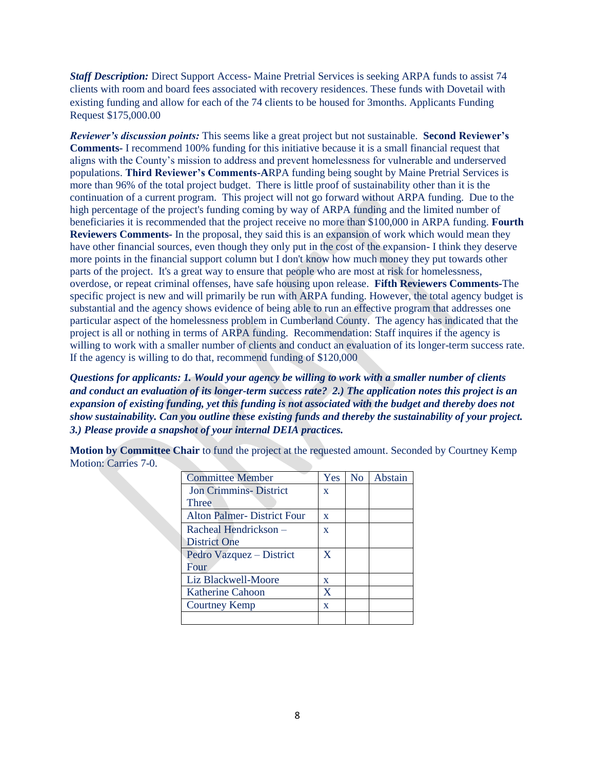***Staff Description:*** Direct Support Access- Maine Pretrial Services is seeking ARPA funds to assist 74 clients with room and board fees associated with recovery residences. These funds with Dovetail with existing funding and allow for each of the 74 clients to be housed for 3months. Applicants Funding Request $175,000.00

***Reviewer's discussion points:*** This seems like a great project but not sustainable. **Second Reviewer's Comments-** I recommend 100% funding for this initiative because it is a small financial request that aligns with the County's mission to address and prevent homelessness for vulnerable and underserved populations. **Third Reviewer's Comments-A**RPA funding being sought by Maine Pretrial Services is more than 96% of the total project budget. There is little proof of sustainability other than it is the continuation of a current program. This project will not go forward without ARPA funding. Due to the high percentage of the project's funding coming by way of ARPA funding and the limited number of beneficiaries it is recommended that the project receive no more than $100,000 in ARPA funding. **Fourth Reviewers Comments-** In the proposal, they said this is an expansion of work which would mean they have other financial sources, even though they only put in the cost of the expansion- I think they deserve more points in the financial support column but I don't know how much money they put towards other parts of the project. It's a great way to ensure that people who are most at risk for homelessness, overdose, or repeat criminal offenses, have safe housing upon release. **Fifth Reviewers Comments-**The specific project is new and will primarily be run with ARPA funding. However, the total agency budget is substantial and the agency shows evidence of being able to run an effective program that addresses one particular aspect of the homelessness problem in Cumberland County. The agency has indicated that the project is all or nothing in terms of ARPA funding. Recommendation: Staff inquires if the agency is willing to work with a smaller number of clients and conduct an evaluation of its longer-term success rate. If the agency is willing to do that, recommend funding of $120,000

***Questions for applicants: 1. Would your agency be willing to work with a smaller number of clients and conduct an evaluation of its longer-term success rate? 2.) The application notes this project is an expansion of existing funding, yet this funding is not associated with the budget and thereby does not show sustainability. Can you outline these existing funds and thereby the sustainability of your project. 3.) Please provide a snapshot of your internal DEIA practices.***

**Motion by Committee Chair** to fund the project at the requested amount. Seconded by Courtney Kemp Motion: Carries 7-0.

| Committee Member | Yes | No | Abstain |
|---|---|---|---|
| Jon Crimmins- District Three | x | | |
| Alton Palmer- District Four | x | | |
| Racheal Hendrickson – District One | x | | |
| Pedro Vazquez – District Four | X | | |
| Liz Blackwell-Moore | x | | |
| Katherine Cahoon | X | | |
| Courtney Kemp | x | | |
| | | | |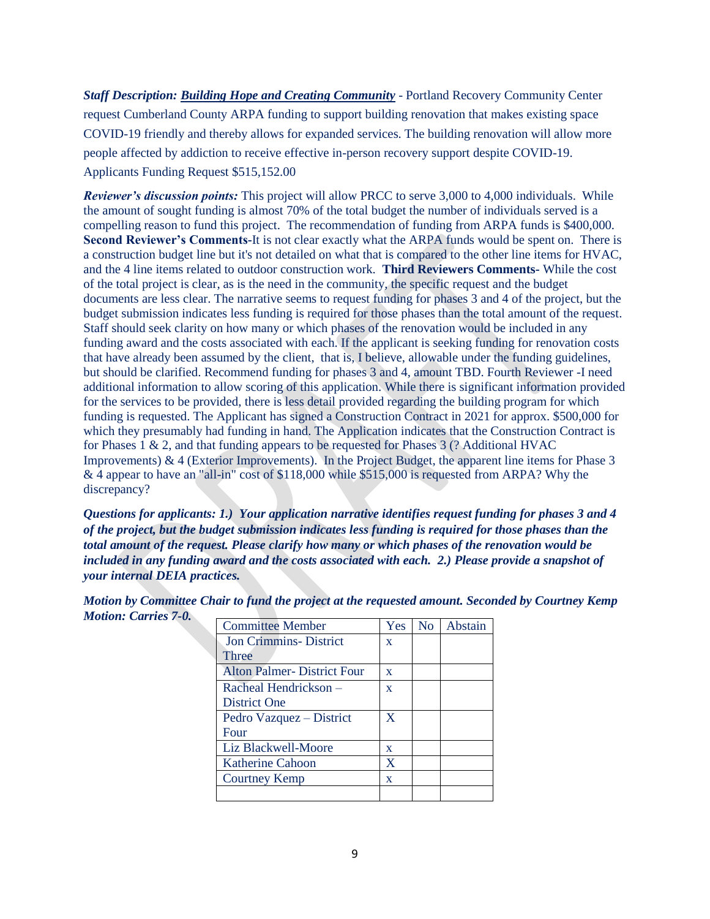***Staff Description:*** ***Building Hope and Creating Community*** - Portland Recovery Community Center request Cumberland County ARPA funding to support building renovation that makes existing space COVID-19 friendly and thereby allows for expanded services. The building renovation will allow more people affected by addiction to receive effective in-person recovery support despite COVID-19. Applicants Funding Request $515,152.00

***Reviewer's discussion points:*** This project will allow PRCC to serve 3,000 to 4,000 individuals. While the amount of sought funding is almost 70% of the total budget the number of individuals served is a compelling reason to fund this project. The recommendation of funding from ARPA funds is $400,000. **Second Reviewer's Comments-**It is not clear exactly what the ARPA funds would be spent on. There is a construction budget line but it's not detailed on what that is compared to the other line items for HVAC, and the 4 line items related to outdoor construction work. **Third Reviewers Comments**- While the cost of the total project is clear, as is the need in the community, the specific request and the budget documents are less clear. The narrative seems to request funding for phases 3 and 4 of the project, but the budget submission indicates less funding is required for those phases than the total amount of the request. Staff should seek clarity on how many or which phases of the renovation would be included in any funding award and the costs associated with each. If the applicant is seeking funding for renovation costs that have already been assumed by the client, that is, I believe, allowable under the funding guidelines, but should be clarified. Recommend funding for phases 3 and 4, amount TBD. Fourth Reviewer -I need additional information to allow scoring of this application. While there is significant information provided for the services to be provided, there is less detail provided regarding the building program for which funding is requested. The Applicant has signed a Construction Contract in 2021 for approx. $500,000 for which they presumably had funding in hand. The Application indicates that the Construction Contract is for Phases 1 & 2, and that funding appears to be requested for Phases 3 (? Additional HVAC Improvements) & 4 (Exterior Improvements). In the Project Budget, the apparent line items for Phase 3 & 4 appear to have an "all-in" cost of $118,000 while $515,000 is requested from ARPA? Why the discrepancy?

***Questions for applicants: 1.) Your application narrative identifies request funding for phases 3 and 4 of the project, but the budget submission indicates less funding is required for those phases than the total amount of the request. Please clarify how many or which phases of the renovation would be included in any funding award and the costs associated with each. 2.) Please provide a snapshot of your internal DEIA practices.***

***Motion by Committee Chair to fund the project at the requested amount. Seconded by Courtney Kemp Motion: Carries 7-0.***

| Committee Member | Yes | No | Abstain |
|---|---|---|---|
| Jon Crimmins- District Three | x | | |
| Alton Palmer- District Four | x | | |
| Racheal Hendrickson – District One | x | | |
| Pedro Vazquez – District Four | X | | |
| Liz Blackwell-Moore | x | | |
| Katherine Cahoon | X | | |
| Courtney Kemp | x | | |
| | | | |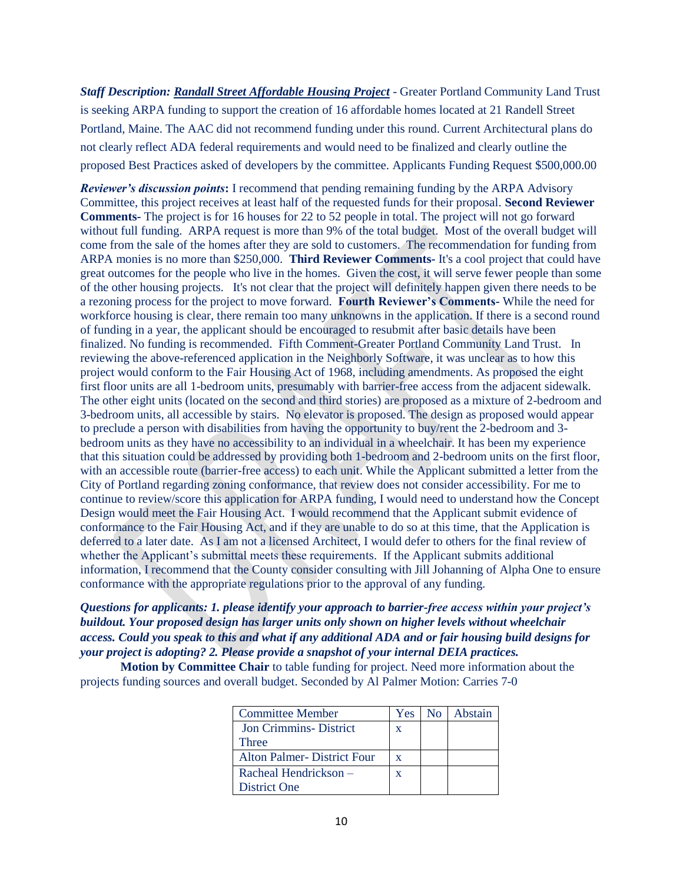***Staff Description: <u>Randall Street Affordable Housing Project</u>*** - Greater Portland Community Land Trust is seeking ARPA funding to support the creation of 16 affordable homes located at 21 Randell Street Portland, Maine. The AAC did not recommend funding under this round. Current Architectural plans do not clearly reflect ADA federal requirements and would need to be finalized and clearly outline the proposed Best Practices asked of developers by the committee. Applicants Funding Request $500,000.00

***Reviewer's discussion points*:** I recommend that pending remaining funding by the ARPA Advisory Committee, this project receives at least half of the requested funds for their proposal. **Second Reviewer Comments-** The project is for 16 houses for 22 to 52 people in total. The project will not go forward without full funding. ARPA request is more than 9% of the total budget. Most of the overall budget will come from the sale of the homes after they are sold to customers. The recommendation for funding from ARPA monies is no more than $250,000. **Third Reviewer Comments-** It's a cool project that could have great outcomes for the people who live in the homes. Given the cost, it will serve fewer people than some of the other housing projects. It's not clear that the project will definitely happen given there needs to be a rezoning process for the project to move forward. **Fourth Reviewer's Comments-** While the need for workforce housing is clear, there remain too many unknowns in the application. If there is a second round of funding in a year, the applicant should be encouraged to resubmit after basic details have been finalized. No funding is recommended. Fifth Comment-Greater Portland Community Land Trust. In reviewing the above-referenced application in the Neighborly Software, it was unclear as to how this project would conform to the Fair Housing Act of 1968, including amendments. As proposed the eight first floor units are all 1-bedroom units, presumably with barrier-free access from the adjacent sidewalk. The other eight units (located on the second and third stories) are proposed as a mixture of 2-bedroom and 3-bedroom units, all accessible by stairs. No elevator is proposed. The design as proposed would appear to preclude a person with disabilities from having the opportunity to buy/rent the 2-bedroom and 3-bedroom units as they have no accessibility to an individual in a wheelchair. It has been my experience that this situation could be addressed by providing both 1-bedroom and 2-bedroom units on the first floor, with an accessible route (barrier-free access) to each unit. While the Applicant submitted a letter from the City of Portland regarding zoning conformance, that review does not consider accessibility. For me to continue to review/score this application for ARPA funding, I would need to understand how the Concept Design would meet the Fair Housing Act. I would recommend that the Applicant submit evidence of conformance to the Fair Housing Act, and if they are unable to do so at this time, that the Application is deferred to a later date. As I am not a licensed Architect, I would defer to others for the final review of whether the Applicant's submittal meets these requirements. If the Applicant submits additional information, I recommend that the County consider consulting with Jill Johanning of Alpha One to ensure conformance with the appropriate regulations prior to the approval of any funding.

***Questions for applicants: 1. please identify your approach to barrier-free access within your project's buildout. Your proposed design has larger units only shown on higher levels without wheelchair access. Could you speak to this and what if any additional ADA and or fair housing build designs for your project is adopting? 2. Please provide a snapshot of your internal DEIA practices.***

**Motion by Committee Chair** to table funding for project. Need more information about the projects funding sources and overall budget. Seconded by Al Palmer Motion: Carries 7-0

| Committee Member | Yes | No | Abstain |
|---|---|---|---|
| Jon Crimmins- District Three | x | | |
| Alton Palmer- District Four | x | | |
| Racheal Hendrickson – District One | x | | |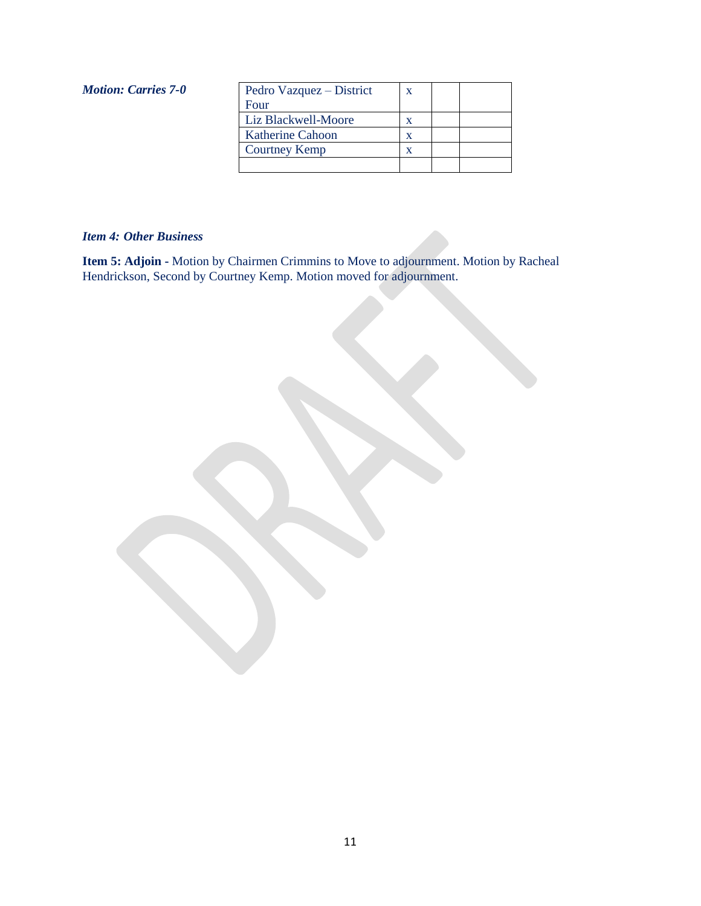***Motion: Carries 7-0***

| | | | |
|---|---|---|---|
| Pedro Vazquez – District Four | x | | |
| Liz Blackwell-Moore | x | | |
| Katherine Cahoon | x | | |
| Courtney Kemp | x | | |
| | | | |

***Item 4: Other Business***

**Item 5: Adjoin -** Motion by Chairmen Crimmins to Move to adjournment. Motion by Racheal Hendrickson, Second by Courtney Kemp. Motion moved for adjournment.